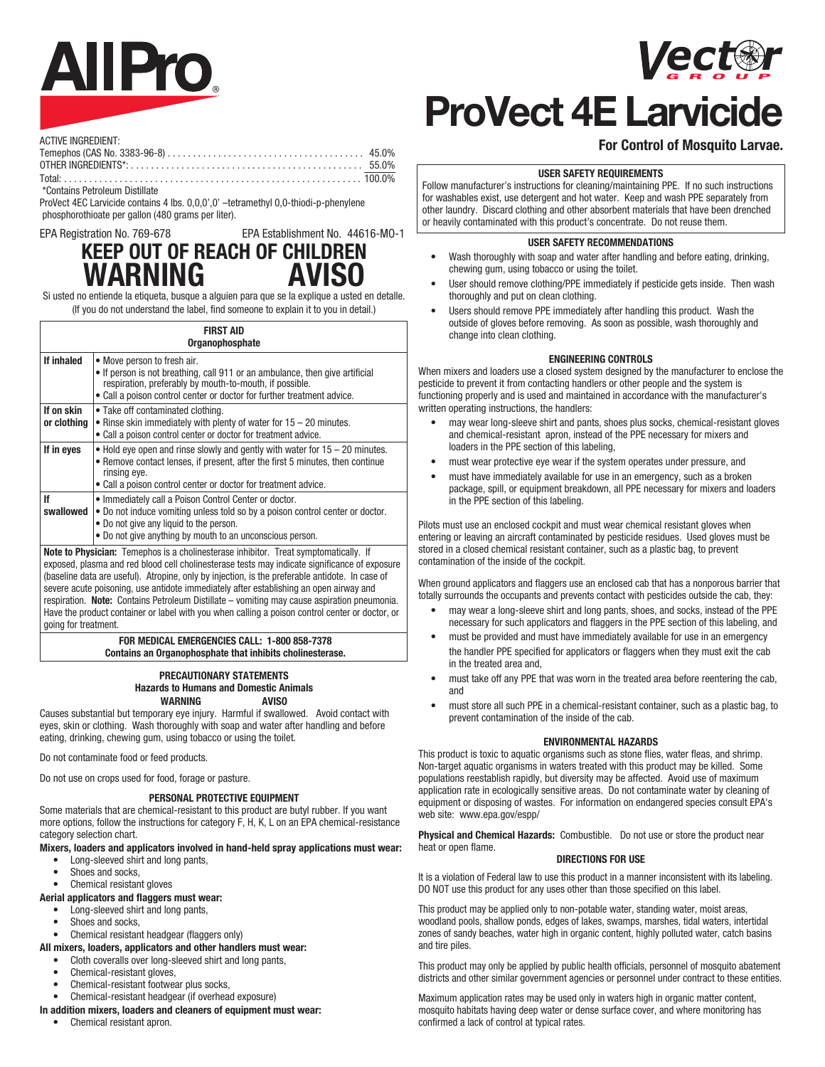# AllPro

# Vector GROUP

# ProVect 4E Larvicide

**For Control of Mosquito Larvae.**

ACTIVE INGREDIENT:

Temephos (CAS No. 3383-96-8) .......................................... 45.0%
OTHER INGREDIENTS*: ................................................ 55.0%
Total: ............................................................ 100.0%

*Contains Petroleum Distillate

ProVect 4EC Larvicide contains 4 lbs. 0,0,0',0' –tetramethyl 0,0-thiodi-p-phenylene phosphorothioate per gallon (480 grams per liter).

EPA Registration No. 769-678 EPA Establishment No. 44616-MO-1

## KEEP OUT OF REACH OF CHILDREN

## WARNING AVISO

Si usted no entiende la etiqueta, busque a alguien para que se la explique a usted en detalle. (If you do not understand the label, find someone to explain it to you in detail.)

| FIRST AID Organophosphate | |
|---|---|
| **If inhaled** | • Move person to fresh air.<br>• If person is not breathing, call 911 or an ambulance, then give artificial respiration, preferably by mouth-to-mouth, if possible.<br>• Call a poison control center or doctor for further treatment advice. |
| **If on skin or clothing** | • Take off contaminated clothing.<br>• Rinse skin immediately with plenty of water for 15 – 20 minutes.<br>• Call a poison control center or doctor for treatment advice. |
| **If in eyes** | • Hold eye open and rinse slowly and gently with water for 15 – 20 minutes.<br>• Remove contact lenses, if present, after the first 5 minutes, then continue rinsing eye.<br>• Call a poison control center or doctor for treatment advice. |
| **If swallowed** | • Immediately call a Poison Control Center or doctor.<br>• Do not induce vomiting unless told so by a poison control center or doctor.<br>• Do not give any liquid to the person.<br>• Do not give anything by mouth to an unconscious person. |

**Note to Physician:** Temephos is a cholinesterase inhibitor. Treat symptomatically. If exposed, plasma and red blood cell cholinesterase tests may indicate significance of exposure (baseline data are useful). Atropine, only by injection, is the preferable antidote. In case of severe acute poisoning, use antidote immediately after establishing an open airway and respiration. **Note:** Contains Petroleum Distillate – vomiting may cause aspiration pneumonia. Have the product container or label with you when calling a poison control center or doctor, or going for treatment.

**FOR MEDICAL EMERGENCIES CALL: 1-800 858-7378**
**Contains an Organophosphate that inhibits cholinesterase.**

### PRECAUTIONARY STATEMENTS
### Hazards to Humans and Domestic Animals
**WARNING AVISO**

Causes substantial but temporary eye injury. Harmful if swallowed. Avoid contact with eyes, skin or clothing. Wash thoroughly with soap and water after handling and before eating, drinking, chewing gum, using tobacco or using the toilet.

Do not contaminate food or feed products.

Do not use on crops used for food, forage or pasture.

### PERSONAL PROTECTIVE EQUIPMENT

Some materials that are chemical-resistant to this product are butyl rubber. If you want more options, follow the instructions for category F, H, K, L on an EPA chemical-resistance category selection chart.

**Mixers, loaders and applicators involved in hand-held spray applications must wear:**

- Long-sleeved shirt and long pants,
- Shoes and socks,
- Chemical resistant gloves

**Aerial applicators and flaggers must wear:**

- Long-sleeved shirt and long pants,
- Shoes and socks,
- Chemical resistant headgear (flaggers only)

**All mixers, loaders, applicators and other handlers must wear:**

- Cloth coveralls over long-sleeved shirt and long pants,
- Chemical-resistant gloves,
- Chemical-resistant footwear plus socks,
- Chemical-resistant headgear (if overhead exposure)

**In addition mixers, loaders and cleaners of equipment must wear:**

- Chemical resistant apron.

### USER SAFETY REQUIREMENTS

Follow manufacturer's instructions for cleaning/maintaining PPE. If no such instructions for washables exist, use detergent and hot water. Keep and wash PPE separately from other laundry. Discard clothing and other absorbent materials that have been drenched or heavily contaminated with this product's concentrate. Do not reuse them.

### USER SAFETY RECOMMENDATIONS

- Wash thoroughly with soap and water after handling and before eating, drinking, chewing gum, using tobacco or using the toilet.
- User should remove clothing/PPE immediately if pesticide gets inside. Then wash thoroughly and put on clean clothing.
- Users should remove PPE immediately after handling this product. Wash the outside of gloves before removing. As soon as possible, wash thoroughly and change into clean clothing.

### ENGINEERING CONTROLS

When mixers and loaders use a closed system designed by the manufacturer to enclose the pesticide to prevent it from contacting handlers or other people and the system is functioning properly and is used and maintained in accordance with the manufacturer's written operating instructions, the handlers:

- may wear long-sleeve shirt and pants, shoes plus socks, chemical-resistant gloves and chemical-resistant apron, instead of the PPE necessary for mixers and loaders in the PPE section of this labeling,
- must wear protective eye wear if the system operates under pressure, and
- must have immediately available for use in an emergency, such as a broken package, spill, or equipment breakdown, all PPE necessary for mixers and loaders in the PPE section of this labeling.

Pilots must use an enclosed cockpit and must wear chemical resistant gloves when entering or leaving an aircraft contaminated by pesticide residues. Used gloves must be stored in a closed chemical resistant container, such as a plastic bag, to prevent contamination of the inside of the cockpit.

When ground applicators and flaggers use an enclosed cab that has a nonporous barrier that totally surrounds the occupants and prevents contact with pesticides outside the cab, they:

- may wear a long-sleeve shirt and long pants, shoes, and socks, instead of the PPE necessary for such applicators and flaggers in the PPE section of this labeling, and
- must be provided and must have immediately available for use in an emergency the handler PPE specified for applicators or flaggers when they must exit the cab in the treated area and,
- must take off any PPE that was worn in the treated area before reentering the cab, and
- must store all such PPE in a chemical-resistant container, such as a plastic bag, to prevent contamination of the inside of the cab.

### ENVIRONMENTAL HAZARDS

This product is toxic to aquatic organisms such as stone flies, water fleas, and shrimp. Non-target aquatic organisms in waters treated with this product may be killed. Some populations reestablish rapidly, but diversity may be affected. Avoid use of maximum application rate in ecologically sensitive areas. Do not contaminate water by cleaning of equipment or disposing of wastes. For information on endangered species consult EPA's web site: www.epa.gov/espp/

**Physical and Chemical Hazards:** Combustible. Do not use or store the product near heat or open flame.

### DIRECTIONS FOR USE

It is a violation of Federal law to use this product in a manner inconsistent with its labeling. DO NOT use this product for any uses other than those specified on this label.

This product may be applied only to non-potable water, standing water, moist areas, woodland pools, shallow ponds, edges of lakes, swamps, marshes, tidal waters, intertidal zones of sandy beaches, water high in organic content, highly polluted water, catch basins and tire piles.

This product may only be applied by public health officials, personnel of mosquito abatement districts and other similar government agencies or personnel under contract to these entities.

Maximum application rates may be used only in waters high in organic matter content, mosquito habitats having deep water or dense surface cover, and where monitoring has confirmed a lack of control at typical rates.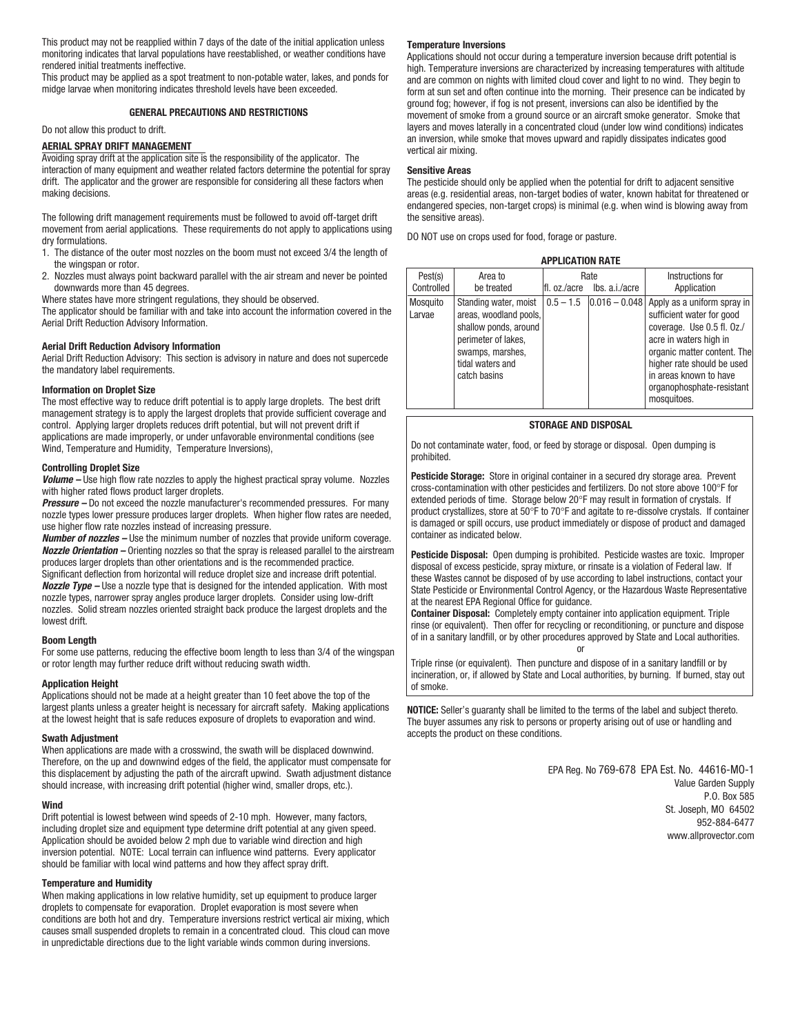This product may not be reapplied within 7 days of the date of the initial application unless monitoring indicates that larval populations have reestablished, or weather conditions have rendered initial treatments ineffective.

This product may be applied as a spot treatment to non-potable water, lakes, and ponds for midge larvae when monitoring indicates threshold levels have been exceeded.

## GENERAL PRECAUTIONS AND RESTRICTIONS

Do not allow this product to drift.

### AERIAL SPRAY DRIFT MANAGEMENT

Avoiding spray drift at the application site is the responsibility of the applicator. The interaction of many equipment and weather related factors determine the potential for spray drift. The applicator and the grower are responsible for considering all these factors when making decisions.

The following drift management requirements must be followed to avoid off-target drift movement from aerial applications. These requirements do not apply to applications using dry formulations.

1. The distance of the outer most nozzles on the boom must not exceed 3/4 the length of the wingspan or rotor.
2. Nozzles must always point backward parallel with the air stream and never be pointed downwards more than 45 degrees.

Where states have more stringent regulations, they should be observed.

The applicator should be familiar with and take into account the information covered in the Aerial Drift Reduction Advisory Information.

### Aerial Drift Reduction Advisory Information

Aerial Drift Reduction Advisory: This section is advisory in nature and does not supercede the mandatory label requirements.

### Information on Droplet Size

The most effective way to reduce drift potential is to apply large droplets. The best drift management strategy is to apply the largest droplets that provide sufficient coverage and control. Applying larger droplets reduces drift potential, but will not prevent drift if applications are made improperly, or under unfavorable environmental conditions (see Wind, Temperature and Humidity, Temperature Inversions),

### Controlling Droplet Size

***Volume –*** Use high flow rate nozzles to apply the highest practical spray volume. Nozzles with higher rated flows product larger droplets.

***Pressure –*** Do not exceed the nozzle manufacturer's recommended pressures. For many nozzle types lower pressure produces larger droplets. When higher flow rates are needed, use higher flow rate nozzles instead of increasing pressure.

***Number of nozzles –*** Use the minimum number of nozzles that provide uniform coverage.

***Nozzle Orientation –*** Orienting nozzles so that the spray is released parallel to the airstream produces larger droplets than other orientations and is the recommended practice. Significant deflection from horizontal will reduce droplet size and increase drift potential.

***Nozzle Type –*** Use a nozzle type that is designed for the intended application. With most nozzle types, narrower spray angles produce larger droplets. Consider using low-drift nozzles. Solid stream nozzles oriented straight back produce the largest droplets and the lowest drift.

### Boom Length

For some use patterns, reducing the effective boom length to less than 3/4 of the wingspan or rotor length may further reduce drift without reducing swath width.

### Application Height

Applications should not be made at a height greater than 10 feet above the top of the largest plants unless a greater height is necessary for aircraft safety. Making applications at the lowest height that is safe reduces exposure of droplets to evaporation and wind.

### Swath Adjustment

When applications are made with a crosswind, the swath will be displaced downwind. Therefore, on the up and downwind edges of the field, the applicator must compensate for this displacement by adjusting the path of the aircraft upwind. Swath adjustment distance should increase, with increasing drift potential (higher wind, smaller drops, etc.).

### Wind

Drift potential is lowest between wind speeds of 2-10 mph. However, many factors, including droplet size and equipment type determine drift potential at any given speed. Application should be avoided below 2 mph due to variable wind direction and high inversion potential. NOTE: Local terrain can influence wind patterns. Every applicator should be familiar with local wind patterns and how they affect spray drift.

### Temperature and Humidity

When making applications in low relative humidity, set up equipment to produce larger droplets to compensate for evaporation. Droplet evaporation is most severe when conditions are both hot and dry. Temperature inversions restrict vertical air mixing, which causes small suspended droplets to remain in a concentrated cloud. This cloud can move in unpredictable directions due to the light variable winds common during inversions.

### Temperature Inversions

Applications should not occur during a temperature inversion because drift potential is high. Temperature inversions are characterized by increasing temperatures with altitude and are common on nights with limited cloud cover and light to no wind. They begin to form at sun set and often continue into the morning. Their presence can be indicated by ground fog; however, if fog is not present, inversions can also be identified by the movement of smoke from a ground source or an aircraft smoke generator. Smoke that layers and moves laterally in a concentrated cloud (under low wind conditions) indicates an inversion, while smoke that moves upward and rapidly dissipates indicates good vertical air mixing.

### Sensitive Areas

The pesticide should only be applied when the potential for drift to adjacent sensitive areas (e.g. residential areas, non-target bodies of water, known habitat for threatened or endangered species, non-target crops) is minimal (e.g. when wind is blowing away from the sensitive areas).

DO NOT use on crops used for food, forage or pasture.

### APPLICATION RATE

| Pest(s) Controlled | Area to be treated | Rate | | Instructions for Application |
|---|---|---|---|---|
| | | fl. oz./acre | lbs. a.i./acre | |
| Mosquito Larvae | Standing water, moist areas, woodland pools, shallow ponds, around perimeter of lakes, swamps, marshes, tidal waters and catch basins | 0.5 – 1.5 | 0.016 – 0.048 | Apply as a uniform spray in sufficient water for good coverage. Use 0.5 fl. Oz./acre in waters high in organic matter content. The higher rate should be used in areas known to have organophosphate-resistant mosquitoes. |

### STORAGE AND DISPOSAL

Do not contaminate water, food, or feed by storage or disposal. Open dumping is prohibited.

**Pesticide Storage:** Store in original container in a secured dry storage area. Prevent cross-contamination with other pesticides and fertilizers. Do not store above 100°F for extended periods of time. Storage below 20°F may result in formation of crystals. If product crystallizes, store at 50°F to 70°F and agitate to re-dissolve crystals. If container is damaged or spill occurs, use product immediately or dispose of product and damaged container as indicated below.

**Pesticide Disposal:** Open dumping is prohibited. Pesticide wastes are toxic. Improper disposal of excess pesticide, spray mixture, or rinsate is a violation of Federal law. If these Wastes cannot be disposed of by use according to label instructions, contact your State Pesticide or Environmental Control Agency, or the Hazardous Waste Representative at the nearest EPA Regional Office for guidance.

**Container Disposal:** Completely empty container into application equipment. Triple rinse (or equivalent). Then offer for recycling or reconditioning, or puncture and dispose of in a sanitary landfill, or by other procedures approved by State and Local authorities.

or

Triple rinse (or equivalent). Then puncture and dispose of in a sanitary landfill or by incineration, or, if allowed by State and Local authorities, by burning. If burned, stay out of smoke.

**NOTICE:** Seller's guaranty shall be limited to the terms of the label and subject thereto. The buyer assumes any risk to persons or property arising out of use or handling and accepts the product on these conditions.

EPA Reg. No 769-678 EPA Est. No. 44616-MO-1
Value Garden Supply
P.O. Box 585
St. Joseph, MO 64502
952-884-6477
www.allprovector.com